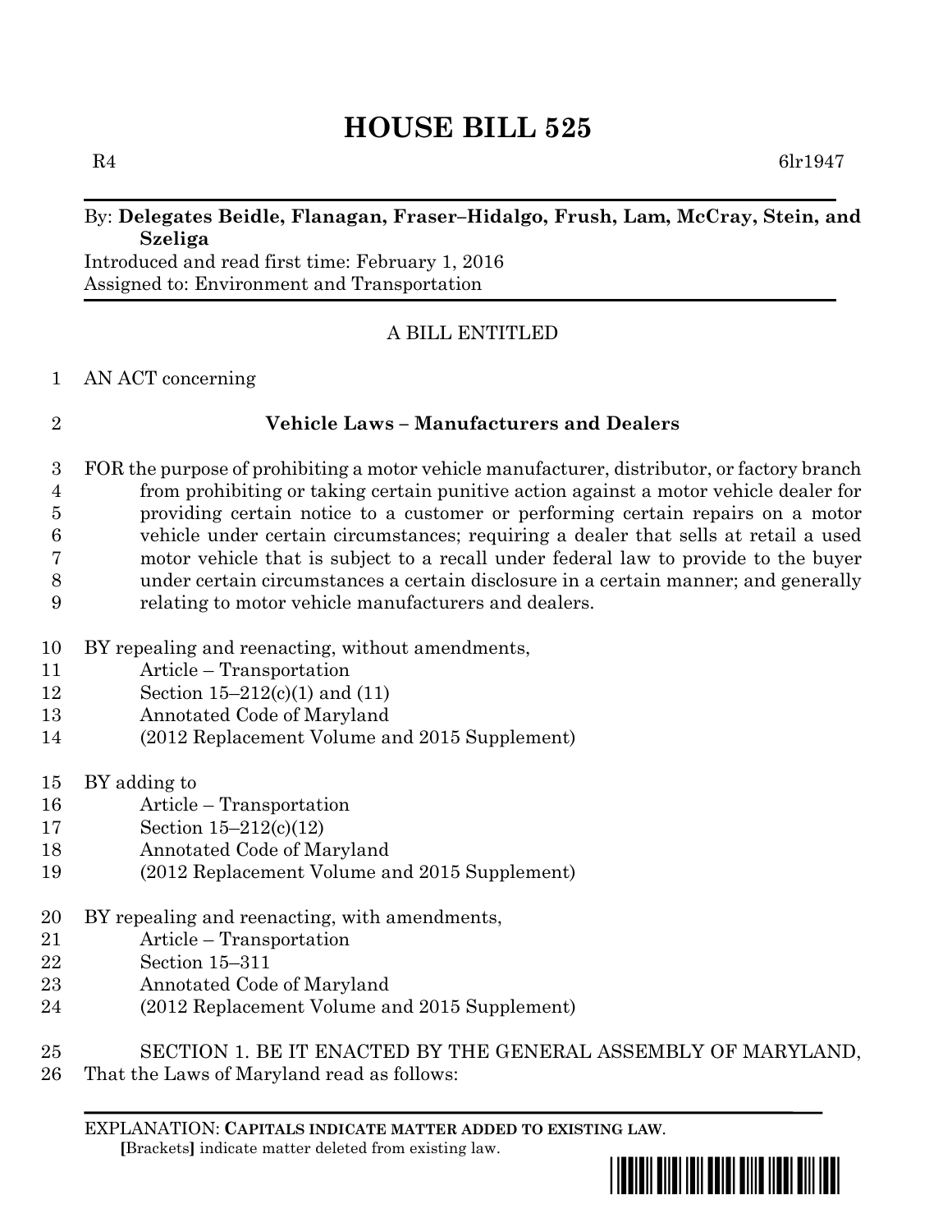# HOUSE BILL 525

R4 6lr1947

By: **Delegates Beidle, Flanagan, Fraser–Hidalgo, Frush, Lam, McCray, Stein, and Szeliga**

Introduced and read first time: February 1, 2016

Assigned to: Environment and Transportation

A BILL ENTITLED

1 AN ACT concerning

2 **Vehicle Laws – Manufacturers and Dealers**

3 FOR the purpose of prohibiting a motor vehicle manufacturer, distributor, or factory branch
4 from prohibiting or taking certain punitive action against a motor vehicle dealer for
5 providing certain notice to a customer or performing certain repairs on a motor
6 vehicle under certain circumstances; requiring a dealer that sells at retail a used
7 motor vehicle that is subject to a recall under federal law to provide to the buyer
8 under certain circumstances a certain disclosure in a certain manner; and generally
9 relating to motor vehicle manufacturers and dealers.

10 BY repealing and reenacting, without amendments,
11 Article – Transportation
12 Section 15–212(c)(1) and (11)
13 Annotated Code of Maryland
14 (2012 Replacement Volume and 2015 Supplement)

15 BY adding to
16 Article – Transportation
17 Section 15–212(c)(12)
18 Annotated Code of Maryland
19 (2012 Replacement Volume and 2015 Supplement)

20 BY repealing and reenacting, with amendments,
21 Article – Transportation
22 Section 15–311
23 Annotated Code of Maryland
24 (2012 Replacement Volume and 2015 Supplement)

25 SECTION 1. BE IT ENACTED BY THE GENERAL ASSEMBLY OF MARYLAND,
26 That the Laws of Maryland read as follows:

EXPLANATION: **CAPITALS INDICATE MATTER ADDED TO EXISTING LAW.**
**[**Brackets**]** indicate matter deleted from existing law.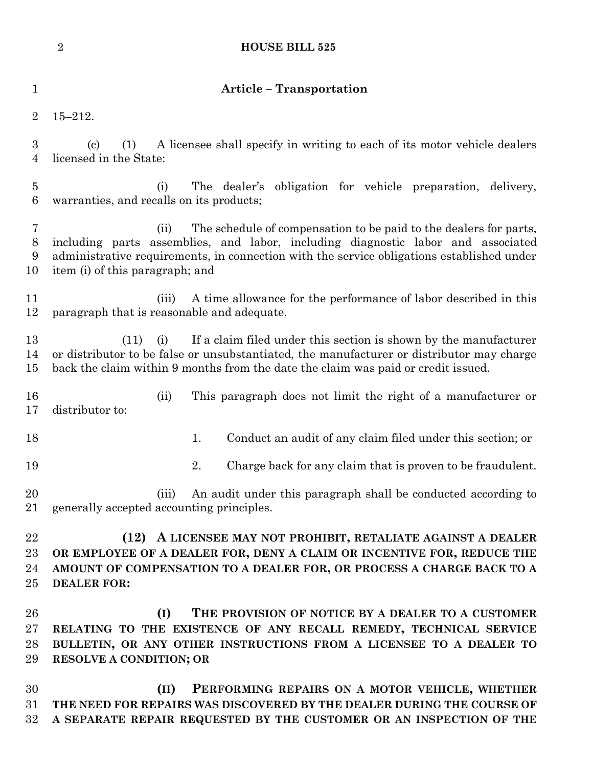## Article – Transportation

15–212.

(c) (1) A licensee shall specify in writing to each of its motor vehicle dealers licensed in the State:

(i) The dealer's obligation for vehicle preparation, delivery, warranties, and recalls on its products;

(ii) The schedule of compensation to be paid to the dealers for parts, including parts assemblies, and labor, including diagnostic labor and associated administrative requirements, in connection with the service obligations established under item (i) of this paragraph; and

(iii) A time allowance for the performance of labor described in this paragraph that is reasonable and adequate.

(11) (i) If a claim filed under this section is shown by the manufacturer or distributor to be false or unsubstantiated, the manufacturer or distributor may charge back the claim within 9 months from the date the claim was paid or credit issued.

(ii) This paragraph does not limit the right of a manufacturer or distributor to:

1. Conduct an audit of any claim filed under this section; or

2. Charge back for any claim that is proven to be fraudulent.

(iii) An audit under this paragraph shall be conducted according to generally accepted accounting principles.

**(12) A LICENSEE MAY NOT PROHIBIT, RETALIATE AGAINST A DEALER OR EMPLOYEE OF A DEALER FOR, DENY A CLAIM OR INCENTIVE FOR, REDUCE THE AMOUNT OF COMPENSATION TO A DEALER FOR, OR PROCESS A CHARGE BACK TO A DEALER FOR:**

**(I) THE PROVISION OF NOTICE BY A DEALER TO A CUSTOMER RELATING TO THE EXISTENCE OF ANY RECALL REMEDY, TECHNICAL SERVICE BULLETIN, OR ANY OTHER INSTRUCTIONS FROM A LICENSEE TO A DEALER TO RESOLVE A CONDITION; OR**

**(II) PERFORMING REPAIRS ON A MOTOR VEHICLE, WHETHER THE NEED FOR REPAIRS WAS DISCOVERED BY THE DEALER DURING THE COURSE OF A SEPARATE REPAIR REQUESTED BY THE CUSTOMER OR AN INSPECTION OF THE**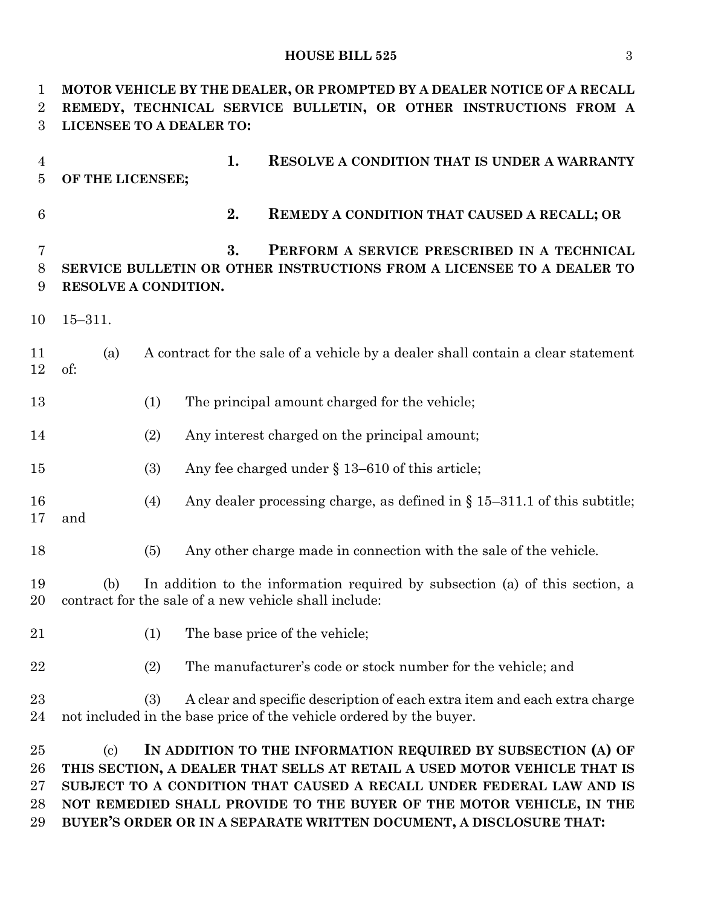**MOTOR VEHICLE BY THE DEALER, OR PROMPTED BY A DEALER NOTICE OF A RECALL REMEDY, TECHNICAL SERVICE BULLETIN, OR OTHER INSTRUCTIONS FROM A LICENSEE TO A DEALER TO:**

**1. RESOLVE A CONDITION THAT IS UNDER A WARRANTY OF THE LICENSEE;**

**2. REMEDY A CONDITION THAT CAUSED A RECALL; OR**

**3. PERFORM A SERVICE PRESCRIBED IN A TECHNICAL SERVICE BULLETIN OR OTHER INSTRUCTIONS FROM A LICENSEE TO A DEALER TO RESOLVE A CONDITION.**

15–311.

(a) A contract for the sale of a vehicle by a dealer shall contain a clear statement of:

(1) The principal amount charged for the vehicle;

(2) Any interest charged on the principal amount;

(3) Any fee charged under § 13–610 of this article;

(4) Any dealer processing charge, as defined in § 15–311.1 of this subtitle; and

(5) Any other charge made in connection with the sale of the vehicle.

(b) In addition to the information required by subsection (a) of this section, a contract for the sale of a new vehicle shall include:

(1) The base price of the vehicle;

(2) The manufacturer's code or stock number for the vehicle; and

(3) A clear and specific description of each extra item and each extra charge not included in the base price of the vehicle ordered by the buyer.

(c) **IN ADDITION TO THE INFORMATION REQUIRED BY SUBSECTION (A) OF THIS SECTION, A DEALER THAT SELLS AT RETAIL A USED MOTOR VEHICLE THAT IS SUBJECT TO A CONDITION THAT CAUSED A RECALL UNDER FEDERAL LAW AND IS NOT REMEDIED SHALL PROVIDE TO THE BUYER OF THE MOTOR VEHICLE, IN THE BUYER'S ORDER OR IN A SEPARATE WRITTEN DOCUMENT, A DISCLOSURE THAT:**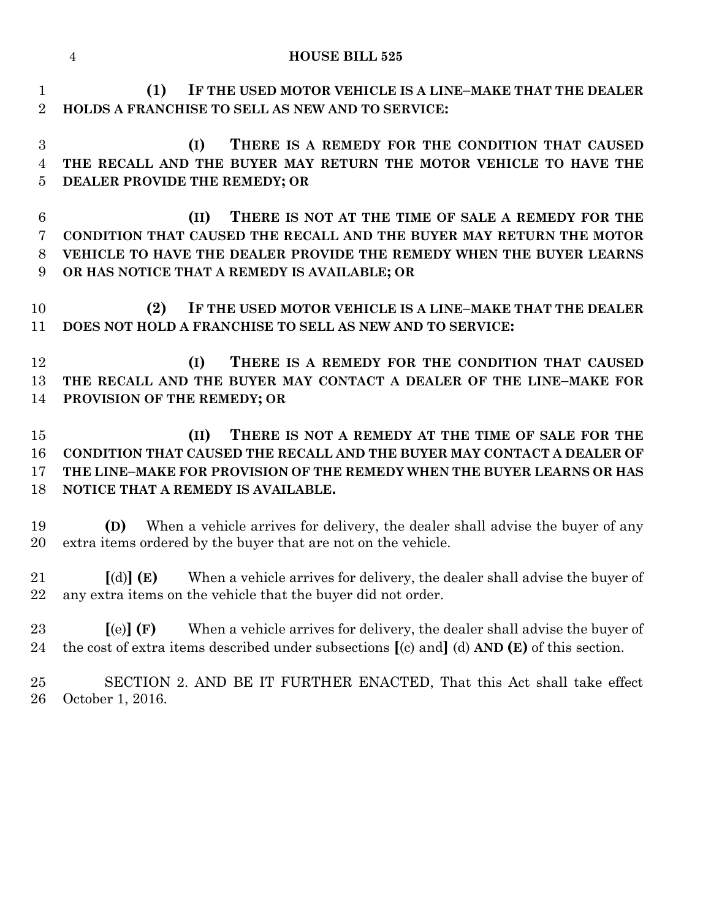**(1) IF THE USED MOTOR VEHICLE IS A LINE–MAKE THAT THE DEALER HOLDS A FRANCHISE TO SELL AS NEW AND TO SERVICE:**

**(I) THERE IS A REMEDY FOR THE CONDITION THAT CAUSED THE RECALL AND THE BUYER MAY RETURN THE MOTOR VEHICLE TO HAVE THE DEALER PROVIDE THE REMEDY; OR**

**(II) THERE IS NOT AT THE TIME OF SALE A REMEDY FOR THE CONDITION THAT CAUSED THE RECALL AND THE BUYER MAY RETURN THE MOTOR VEHICLE TO HAVE THE DEALER PROVIDE THE REMEDY WHEN THE BUYER LEARNS OR HAS NOTICE THAT A REMEDY IS AVAILABLE; OR**

**(2) IF THE USED MOTOR VEHICLE IS A LINE–MAKE THAT THE DEALER DOES NOT HOLD A FRANCHISE TO SELL AS NEW AND TO SERVICE:**

**(I) THERE IS A REMEDY FOR THE CONDITION THAT CAUSED THE RECALL AND THE BUYER MAY CONTACT A DEALER OF THE LINE–MAKE FOR PROVISION OF THE REMEDY; OR**

**(II) THERE IS NOT A REMEDY AT THE TIME OF SALE FOR THE CONDITION THAT CAUSED THE RECALL AND THE BUYER MAY CONTACT A DEALER OF THE LINE–MAKE FOR PROVISION OF THE REMEDY WHEN THE BUYER LEARNS OR HAS NOTICE THAT A REMEDY IS AVAILABLE.**

**(D)** When a vehicle arrives for delivery, the dealer shall advise the buyer of any extra items ordered by the buyer that are not on the vehicle.

**[**(d)**] (E)** When a vehicle arrives for delivery, the dealer shall advise the buyer of any extra items on the vehicle that the buyer did not order.

**[**(e)**] (F)** When a vehicle arrives for delivery, the dealer shall advise the buyer of the cost of extra items described under subsections **[**(c) and**]** (d) **AND (E)** of this section.

SECTION 2. AND BE IT FURTHER ENACTED, That this Act shall take effect October 1, 2016.